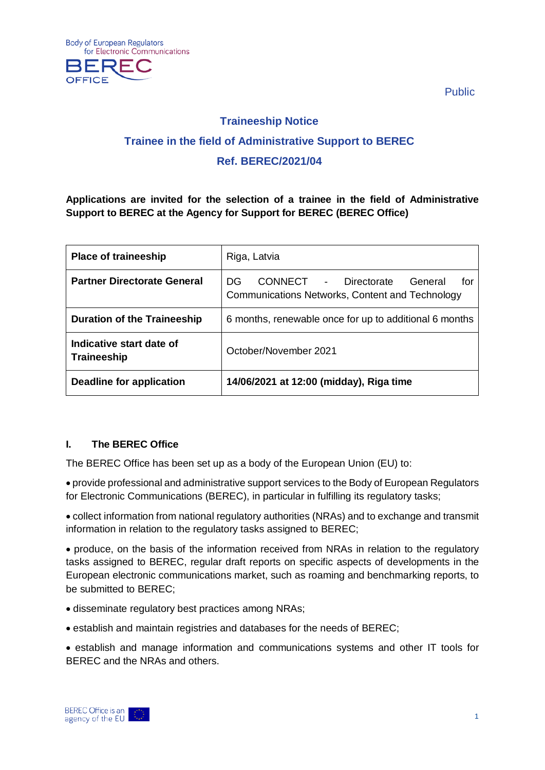Public

# Traineeship Notice

## Trainee in the field of Administrative Support to BEREC

## Ref. BEREC/2021/04

**Applications are invited for the selection of a trainee in the field of Administrative Support to BEREC at the Agency for Support for BEREC (BEREC Office)**

| | |
|---|---|
| **Place of traineeship** | Riga, Latvia |
| **Partner Directorate General** | DG CONNECT - Directorate General for Communications Networks, Content and Technology |
| **Duration of the Traineeship** | 6 months, renewable once for up to additional 6 months |
| **Indicative start date of Traineeship** | October/November 2021 |
| **Deadline for application** | **14/06/2021 at 12:00 (midday), Riga time** |

### I. The BEREC Office

The BEREC Office has been set up as a body of the European Union (EU) to:

- provide professional and administrative support services to the Body of European Regulators for Electronic Communications (BEREC), in particular in fulfilling its regulatory tasks;
- collect information from national regulatory authorities (NRAs) and to exchange and transmit information in relation to the regulatory tasks assigned to BEREC;
- produce, on the basis of the information received from NRAs in relation to the regulatory tasks assigned to BEREC, regular draft reports on specific aspects of developments in the European electronic communications market, such as roaming and benchmarking reports, to be submitted to BEREC;
- disseminate regulatory best practices among NRAs;
- establish and maintain registries and databases for the needs of BEREC;
- establish and manage information and communications systems and other IT tools for BEREC and the NRAs and others.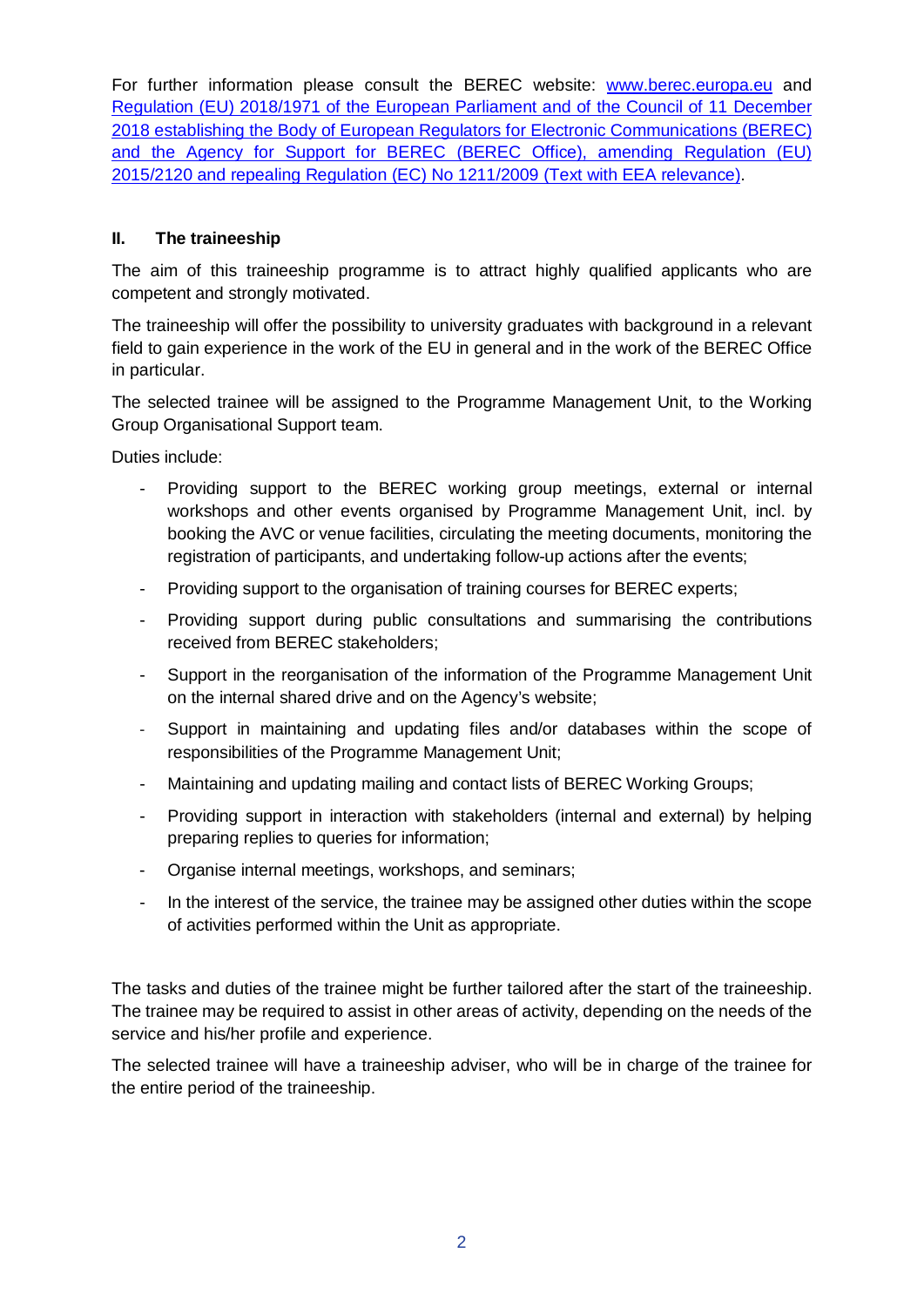For further information please consult the BEREC website: [www.berec.europa.eu](http://www.berec.europa.eu) and [Regulation (EU) 2018/1971 of the European Parliament and of the Council of 11 December 2018 establishing the Body of European Regulators for Electronic Communications (BEREC) and the Agency for Support for BEREC (BEREC Office), amending Regulation (EU) 2015/2120 and repealing Regulation (EC) No 1211/2009 (Text with EEA relevance)](#).

## II. The traineeship

The aim of this traineeship programme is to attract highly qualified applicants who are competent and strongly motivated.

The traineeship will offer the possibility to university graduates with background in a relevant field to gain experience in the work of the EU in general and in the work of the BEREC Office in particular.

The selected trainee will be assigned to the Programme Management Unit, to the Working Group Organisational Support team.

Duties include:

- Providing support to the BEREC working group meetings, external or internal workshops and other events organised by Programme Management Unit, incl. by booking the AVC or venue facilities, circulating the meeting documents, monitoring the registration of participants, and undertaking follow-up actions after the events;
- Providing support to the organisation of training courses for BEREC experts;
- Providing support during public consultations and summarising the contributions received from BEREC stakeholders;
- Support in the reorganisation of the information of the Programme Management Unit on the internal shared drive and on the Agency's website;
- Support in maintaining and updating files and/or databases within the scope of responsibilities of the Programme Management Unit;
- Maintaining and updating mailing and contact lists of BEREC Working Groups;
- Providing support in interaction with stakeholders (internal and external) by helping preparing replies to queries for information;
- Organise internal meetings, workshops, and seminars;
- In the interest of the service, the trainee may be assigned other duties within the scope of activities performed within the Unit as appropriate.

The tasks and duties of the trainee might be further tailored after the start of the traineeship. The trainee may be required to assist in other areas of activity, depending on the needs of the service and his/her profile and experience.

The selected trainee will have a traineeship adviser, who will be in charge of the trainee for the entire period of the traineeship.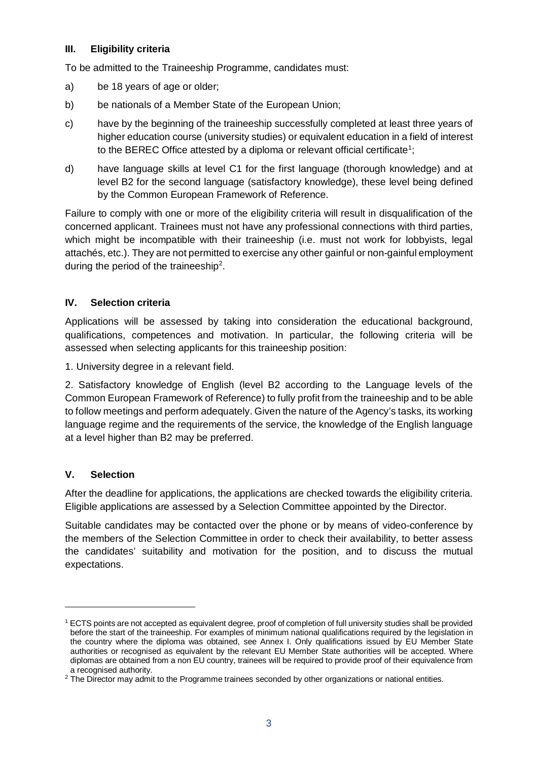## III. Eligibility criteria

To be admitted to the Traineeship Programme, candidates must:

a) be 18 years of age or older;

b) be nationals of a Member State of the European Union;

c) have by the beginning of the traineeship successfully completed at least three years of higher education course (university studies) or equivalent education in a field of interest to the BEREC Office attested by a diploma or relevant official certificate[1];

d) have language skills at level C1 for the first language (thorough knowledge) and at level B2 for the second language (satisfactory knowledge), these level being defined by the Common European Framework of Reference.

Failure to comply with one or more of the eligibility criteria will result in disqualification of the concerned applicant. Trainees must not have any professional connections with third parties, which might be incompatible with their traineeship (i.e. must not work for lobbyists, legal attachés, etc.). They are not permitted to exercise any other gainful or non-gainful employment during the period of the traineeship[2].

## IV. Selection criteria

Applications will be assessed by taking into consideration the educational background, qualifications, competences and motivation. In particular, the following criteria will be assessed when selecting applicants for this traineeship position:

1. University degree in a relevant field.

2. Satisfactory knowledge of English (level B2 according to the Language levels of the Common European Framework of Reference) to fully profit from the traineeship and to be able to follow meetings and perform adequately. Given the nature of the Agency's tasks, its working language regime and the requirements of the service, the knowledge of the English language at a level higher than B2 may be preferred.

## V. Selection

After the deadline for applications, the applications are checked towards the eligibility criteria. Eligible applications are assessed by a Selection Committee appointed by the Director.

Suitable candidates may be contacted over the phone or by means of video-conference by the members of the Selection Committee in order to check their availability, to better assess the candidates' suitability and motivation for the position, and to discuss the mutual expectations.

---

[1] ECTS points are not accepted as equivalent degree, proof of completion of full university studies shall be provided before the start of the traineeship. For examples of minimum national qualifications required by the legislation in the country where the diploma was obtained, see Annex I. Only qualifications issued by EU Member State authorities or recognised as equivalent by the relevant EU Member State authorities will be accepted. Where diplomas are obtained from a non EU country, trainees will be required to provide proof of their equivalence from a recognised authority.

[2] The Director may admit to the Programme trainees seconded by other organizations or national entities.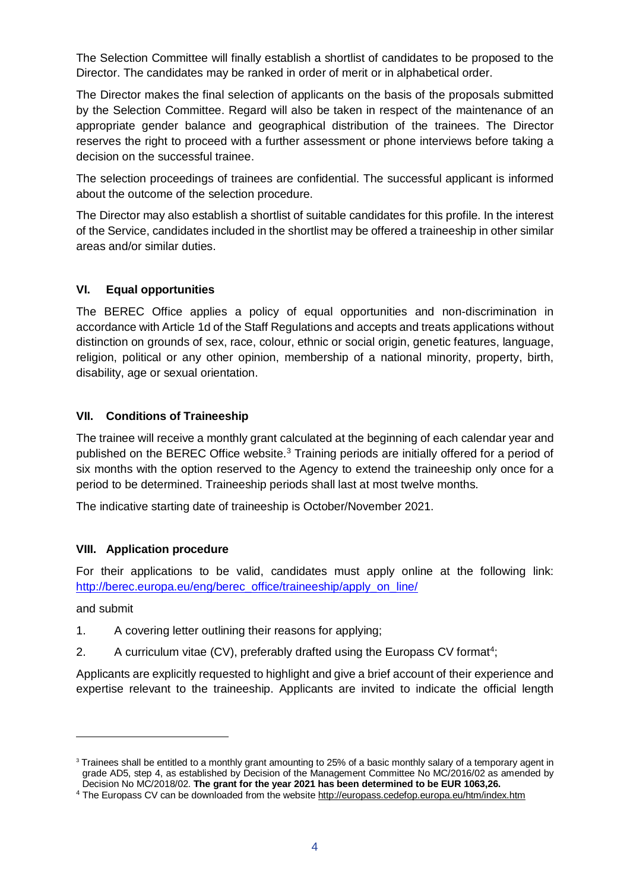The Selection Committee will finally establish a shortlist of candidates to be proposed to the Director. The candidates may be ranked in order of merit or in alphabetical order.

The Director makes the final selection of applicants on the basis of the proposals submitted by the Selection Committee. Regard will also be taken in respect of the maintenance of an appropriate gender balance and geographical distribution of the trainees. The Director reserves the right to proceed with a further assessment or phone interviews before taking a decision on the successful trainee.

The selection proceedings of trainees are confidential. The successful applicant is informed about the outcome of the selection procedure.

The Director may also establish a shortlist of suitable candidates for this profile. In the interest of the Service, candidates included in the shortlist may be offered a traineeship in other similar areas and/or similar duties.

## VI. Equal opportunities

The BEREC Office applies a policy of equal opportunities and non-discrimination in accordance with Article 1d of the Staff Regulations and accepts and treats applications without distinction on grounds of sex, race, colour, ethnic or social origin, genetic features, language, religion, political or any other opinion, membership of a national minority, property, birth, disability, age or sexual orientation.

## VII. Conditions of Traineeship

The trainee will receive a monthly grant calculated at the beginning of each calendar year and published on the BEREC Office website.[3] Training periods are initially offered for a period of six months with the option reserved to the Agency to extend the traineeship only once for a period to be determined. Traineeship periods shall last at most twelve months.

The indicative starting date of traineeship is October/November 2021.

## VIII. Application procedure

For their applications to be valid, candidates must apply online at the following link: [http://berec.europa.eu/eng/berec_office/traineeship/apply_on_line/](http://berec.europa.eu/eng/berec_office/traineeship/apply_on_line/)

and submit

1. A covering letter outlining their reasons for applying;
2. A curriculum vitae (CV), preferably drafted using the Europass CV format[4];

Applicants are explicitly requested to highlight and give a brief account of their experience and expertise relevant to the traineeship. Applicants are invited to indicate the official length

---

[3] Trainees shall be entitled to a monthly grant amounting to 25% of a basic monthly salary of a temporary agent in grade AD5, step 4, as established by Decision of the Management Committee No MC/2016/02 as amended by Decision No MC/2018/02. **The grant for the year 2021 has been determined to be EUR 1063,26.**

[4] The Europass CV can be downloaded from the website [http://europass.cedefop.europa.eu/htm/index.htm](http://europass.cedefop.europa.eu/htm/index.htm)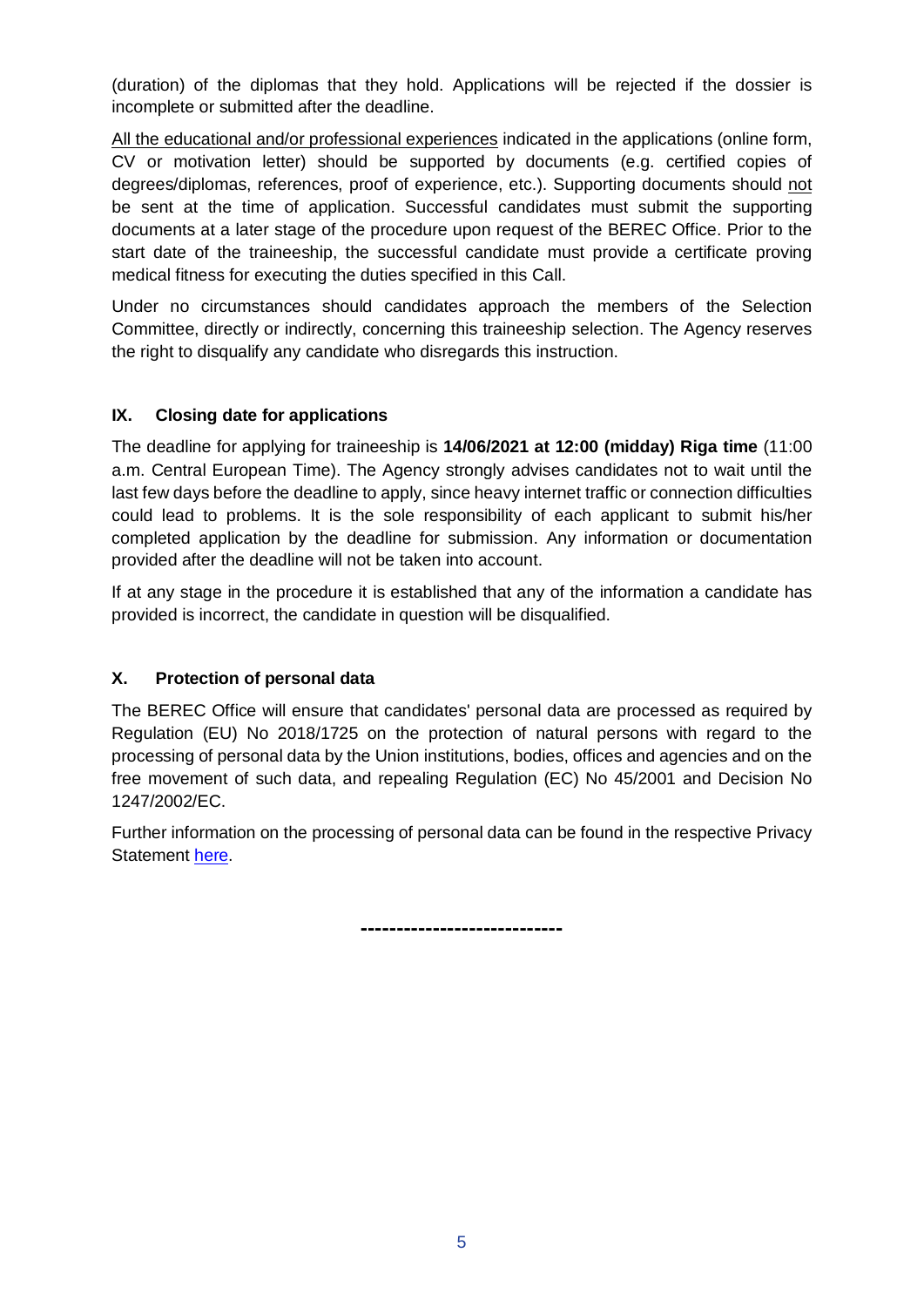(duration) of the diplomas that they hold. Applications will be rejected if the dossier is incomplete or submitted after the deadline.

All the educational and/or professional experiences indicated in the applications (online form, CV or motivation letter) should be supported by documents (e.g. certified copies of degrees/diplomas, references, proof of experience, etc.). Supporting documents should not be sent at the time of application. Successful candidates must submit the supporting documents at a later stage of the procedure upon request of the BEREC Office. Prior to the start date of the traineeship, the successful candidate must provide a certificate proving medical fitness for executing the duties specified in this Call.

Under no circumstances should candidates approach the members of the Selection Committee, directly or indirectly, concerning this traineeship selection. The Agency reserves the right to disqualify any candidate who disregards this instruction.

## IX. Closing date for applications

The deadline for applying for traineeship is **14/06/2021 at 12:00 (midday) Riga time** (11:00 a.m. Central European Time). The Agency strongly advises candidates not to wait until the last few days before the deadline to apply, since heavy internet traffic or connection difficulties could lead to problems. It is the sole responsibility of each applicant to submit his/her completed application by the deadline for submission. Any information or documentation provided after the deadline will not be taken into account.

If at any stage in the procedure it is established that any of the information a candidate has provided is incorrect, the candidate in question will be disqualified.

## X. Protection of personal data

The BEREC Office will ensure that candidates' personal data are processed as required by Regulation (EU) No 2018/1725 on the protection of natural persons with regard to the processing of personal data by the Union institutions, bodies, offices and agencies and on the free movement of such data, and repealing Regulation (EC) No 45/2001 and Decision No 1247/2002/EC.

Further information on the processing of personal data can be found in the respective Privacy Statement here.

---------------------------